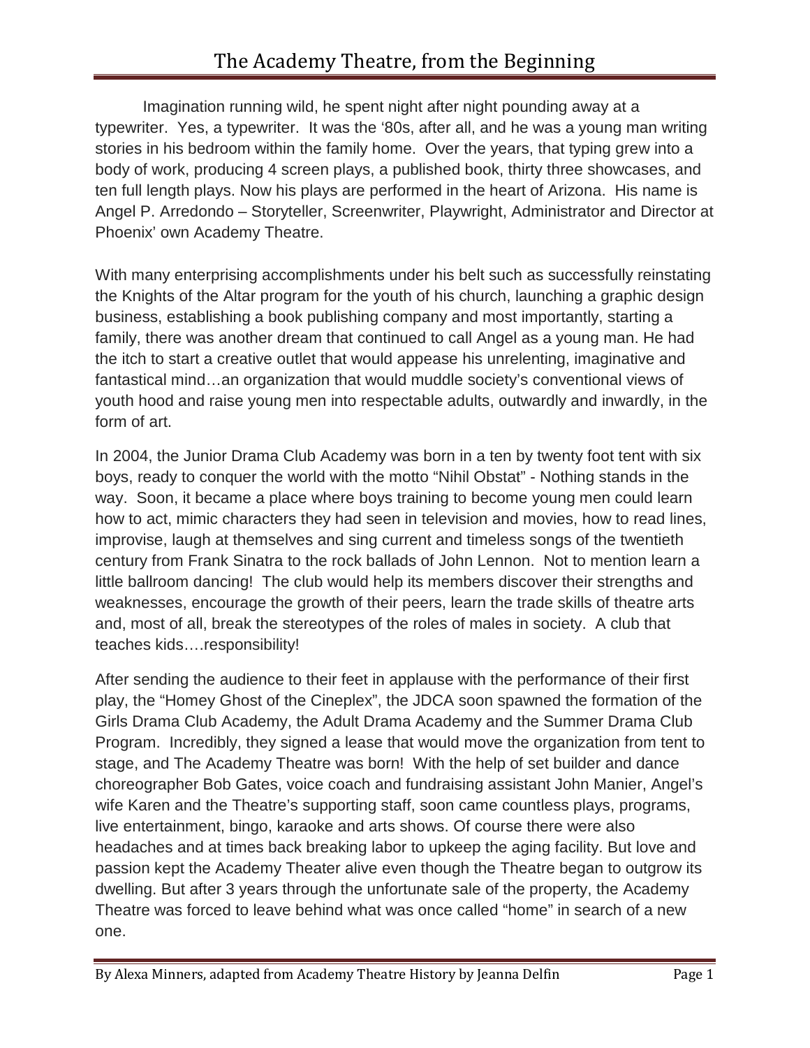# The Academy Theatre, from the Beginning

Imagination running wild, he spent night after night pounding away at a typewriter. Yes, a typewriter. It was the '80s, after all, and he was a young man writing stories in his bedroom within the family home. Over the years, that typing grew into a body of work, producing 4 screen plays, a published book, thirty three showcases, and ten full length plays. Now his plays are performed in the heart of Arizona. His name is Angel P. Arredondo – Storyteller, Screenwriter, Playwright, Administrator and Director at Phoenix' own Academy Theatre.

With many enterprising accomplishments under his belt such as successfully reinstating the Knights of the Altar program for the youth of his church, launching a graphic design business, establishing a book publishing company and most importantly, starting a family, there was another dream that continued to call Angel as a young man. He had the itch to start a creative outlet that would appease his unrelenting, imaginative and fantastical mind…an organization that would muddle society's conventional views of youth hood and raise young men into respectable adults, outwardly and inwardly, in the form of art.

In 2004, the Junior Drama Club Academy was born in a ten by twenty foot tent with six boys, ready to conquer the world with the motto "Nihil Obstat" - Nothing stands in the way. Soon, it became a place where boys training to become young men could learn how to act, mimic characters they had seen in television and movies, how to read lines, improvise, laugh at themselves and sing current and timeless songs of the twentieth century from Frank Sinatra to the rock ballads of John Lennon. Not to mention learn a little ballroom dancing! The club would help its members discover their strengths and weaknesses, encourage the growth of their peers, learn the trade skills of theatre arts and, most of all, break the stereotypes of the roles of males in society. A club that teaches kids….responsibility!

After sending the audience to their feet in applause with the performance of their first play, the "Homey Ghost of the Cineplex", the JDCA soon spawned the formation of the Girls Drama Club Academy, the Adult Drama Academy and the Summer Drama Club Program. Incredibly, they signed a lease that would move the organization from tent to stage, and The Academy Theatre was born! With the help of set builder and dance choreographer Bob Gates, voice coach and fundraising assistant John Manier, Angel's wife Karen and the Theatre's supporting staff, soon came countless plays, programs, live entertainment, bingo, karaoke and arts shows. Of course there were also headaches and at times back breaking labor to upkeep the aging facility. But love and passion kept the Academy Theater alive even though the Theatre began to outgrow its dwelling. But after 3 years through the unfortunate sale of the property, the Academy Theatre was forced to leave behind what was once called "home" in search of a new one.

By Alexa Minners, adapted from Academy Theatre History by Jeanna Delfin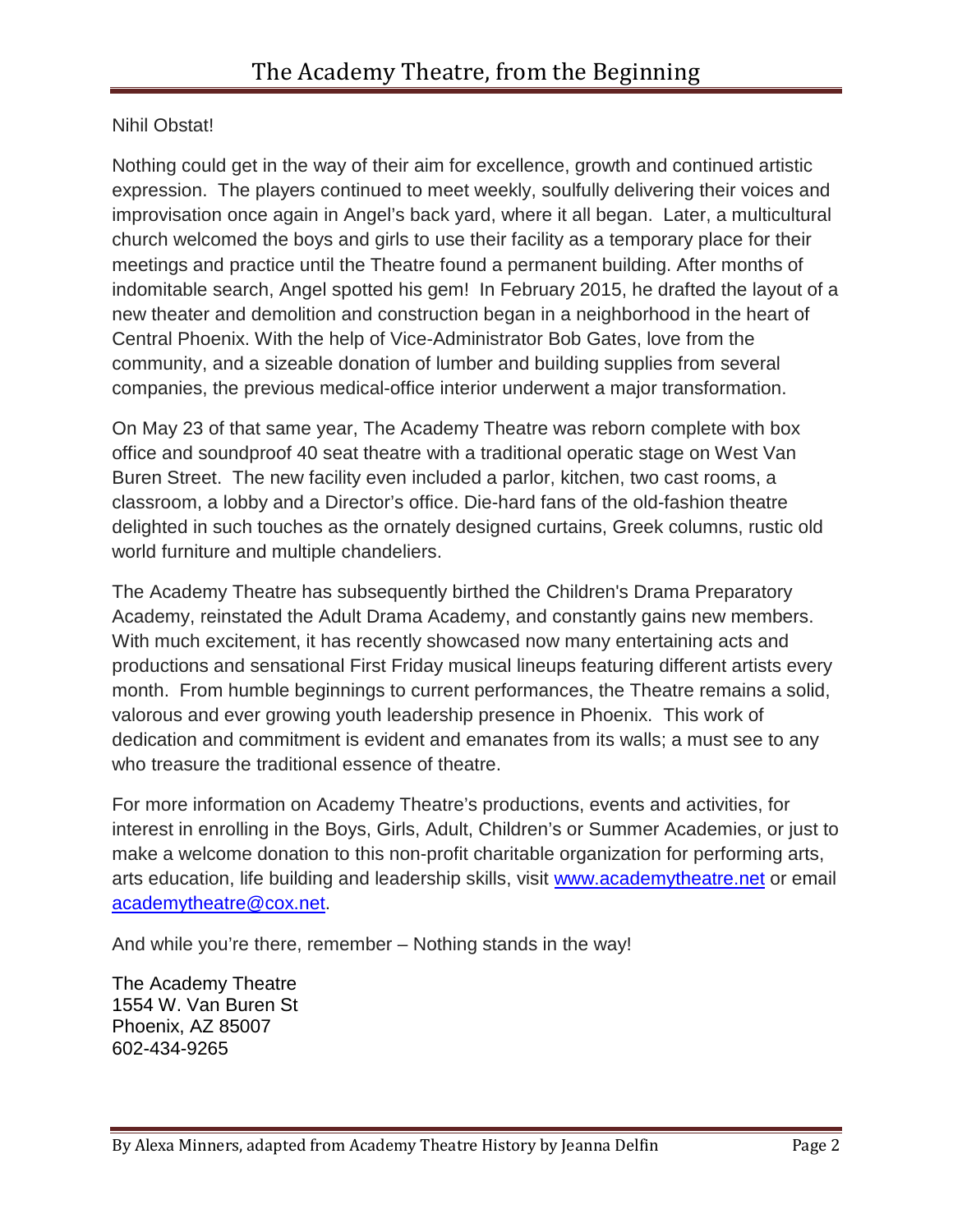Nihil Obstat!

Nothing could get in the way of their aim for excellence, growth and continued artistic expression. The players continued to meet weekly, soulfully delivering their voices and improvisation once again in Angel's back yard, where it all began. Later, a multicultural church welcomed the boys and girls to use their facility as a temporary place for their meetings and practice until the Theatre found a permanent building. After months of indomitable search, Angel spotted his gem! In February 2015, he drafted the layout of a new theater and demolition and construction began in a neighborhood in the heart of Central Phoenix. With the help of Vice-Administrator Bob Gates, love from the community, and a sizeable donation of lumber and building supplies from several companies, the previous medical-office interior underwent a major transformation.

On May 23 of that same year, The Academy Theatre was reborn complete with box office and soundproof 40 seat theatre with a traditional operatic stage on West Van Buren Street. The new facility even included a parlor, kitchen, two cast rooms, a classroom, a lobby and a Director's office. Die-hard fans of the old-fashion theatre delighted in such touches as the ornately designed curtains, Greek columns, rustic old world furniture and multiple chandeliers.

The Academy Theatre has subsequently birthed the Children's Drama Preparatory Academy, reinstated the Adult Drama Academy, and constantly gains new members. With much excitement, it has recently showcased now many entertaining acts and productions and sensational First Friday musical lineups featuring different artists every month. From humble beginnings to current performances, the Theatre remains a solid, valorous and ever growing youth leadership presence in Phoenix. This work of dedication and commitment is evident and emanates from its walls; a must see to any who treasure the traditional essence of theatre.

For more information on Academy Theatre's productions, events and activities, for interest in enrolling in the Boys, Girls, Adult, Children's or Summer Academies, or just to make a welcome donation to this non-profit charitable organization for performing arts, arts education, life building and leadership skills, visit [www.academytheatre.net](http://www.academytheatre.net) or email [academytheatre@cox.net](mailto:academytheatre@cox.net).

And while you're there, remember – Nothing stands in the way!

The Academy Theatre
1554 W. Van Buren St
Phoenix, AZ 85007
602-434-9265

By Alexa Minners, adapted from Academy Theatre History by Jeanna Delfin